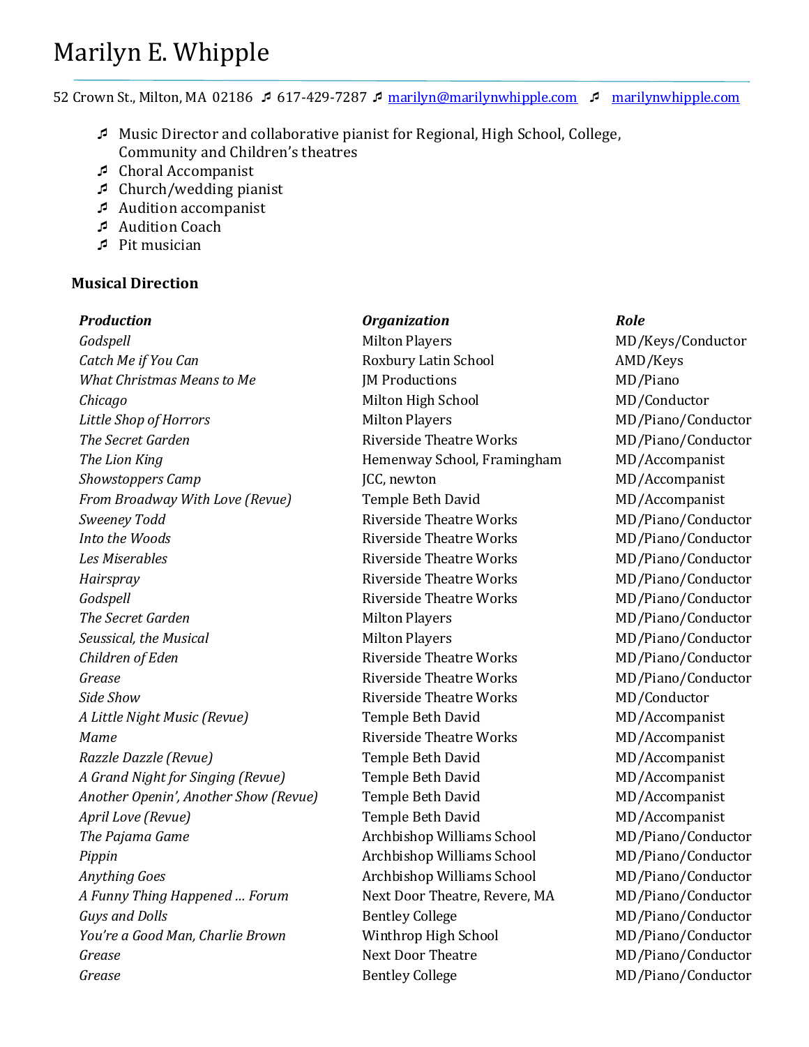# Marilyn E. Whipple

52 Crown St., Milton, MA 02186 ♬ 617-429-7287 ♬ [marilyn@marilynwhipple.com](mailto:marilyn@marilynwhipple.com) ♬ [marilynwhipple.com](http://marilynwhipple.com)

- Music Director and collaborative pianist for Regional, High School, College, Community and Children's theatres
- Choral Accompanist
- Church/wedding pianist
- Audition accompanist
- Audition Coach
- Pit musician

**Musical Direction**

| ***Production*** | ***Organization*** | ***Role*** |
|---|---|---|
| *Godspell* | Milton Players | MD/Keys/Conductor |
| *Catch Me if You Can* | Roxbury Latin School | AMD/Keys |
| *What Christmas Means to Me* | JM Productions | MD/Piano |
| *Chicago* | Milton High School | MD/Conductor |
| *Little Shop of Horrors* | Milton Players | MD/Piano/Conductor |
| *The Secret Garden* | Riverside Theatre Works | MD/Piano/Conductor |
| *The Lion King* | Hemenway School, Framingham | MD/Accompanist |
| *Showstoppers Camp* | JCC, newton | MD/Accompanist |
| *From Broadway With Love (Revue)* | Temple Beth David | MD/Accompanist |
| *Sweeney Todd* | Riverside Theatre Works | MD/Piano/Conductor |
| *Into the Woods* | Riverside Theatre Works | MD/Piano/Conductor |
| *Les Miserables* | Riverside Theatre Works | MD/Piano/Conductor |
| *Hairspray* | Riverside Theatre Works | MD/Piano/Conductor |
| *Godspell* | Riverside Theatre Works | MD/Piano/Conductor |
| *The Secret Garden* | Milton Players | MD/Piano/Conductor |
| *Seussical, the Musical* | Milton Players | MD/Piano/Conductor |
| *Children of Eden* | Riverside Theatre Works | MD/Piano/Conductor |
| *Grease* | Riverside Theatre Works | MD/Piano/Conductor |
| *Side Show* | Riverside Theatre Works | MD/Conductor |
| *A Little Night Music (Revue)* | Temple Beth David | MD/Accompanist |
| *Mame* | Riverside Theatre Works | MD/Accompanist |
| *Razzle Dazzle (Revue)* | Temple Beth David | MD/Accompanist |
| *A Grand Night for Singing (Revue)* | Temple Beth David | MD/Accompanist |
| *Another Openin', Another Show (Revue)* | Temple Beth David | MD/Accompanist |
| *April Love (Revue)* | Temple Beth David | MD/Accompanist |
| *The Pajama Game* | Archbishop Williams School | MD/Piano/Conductor |
| *Pippin* | Archbishop Williams School | MD/Piano/Conductor |
| *Anything Goes* | Archbishop Williams School | MD/Piano/Conductor |
| *A Funny Thing Happened … Forum* | Next Door Theatre, Revere, MA | MD/Piano/Conductor |
| *Guys and Dolls* | Bentley College | MD/Piano/Conductor |
| *You're a Good Man, Charlie Brown* | Winthrop High School | MD/Piano/Conductor |
| *Grease* | Next Door Theatre | MD/Piano/Conductor |
| *Grease* | Bentley College | MD/Piano/Conductor |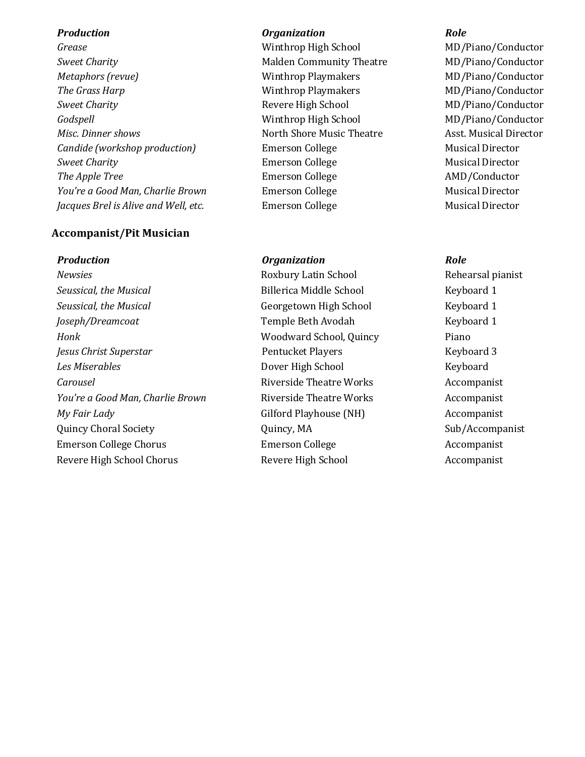| *Production* | *Organization* | *Role* |
| --- | --- | --- |
| *Grease* | Winthrop High School | MD/Piano/Conductor |
| *Sweet Charity* | Malden Community Theatre | MD/Piano/Conductor |
| *Metaphors (revue)* | Winthrop Playmakers | MD/Piano/Conductor |
| *The Grass Harp* | Winthrop Playmakers | MD/Piano/Conductor |
| *Sweet Charity* | Revere High School | MD/Piano/Conductor |
| *Godspell* | Winthrop High School | MD/Piano/Conductor |
| *Misc. Dinner shows* | North Shore Music Theatre | Asst. Musical Director |
| *Candide (workshop production)* | Emerson College | Musical Director |
| *Sweet Charity* | Emerson College | Musical Director |
| *The Apple Tree* | Emerson College | AMD/Conductor |
| *You're a Good Man, Charlie Brown* | Emerson College | Musical Director |
| *Jacques Brel is Alive and Well, etc.* | Emerson College | Musical Director |

**Accompanist/Pit Musician**

| *Production* | *Organization* | *Role* |
| --- | --- | --- |
| *Newsies* | Roxbury Latin School | Rehearsal pianist |
| *Seussical, the Musical* | Billerica Middle School | Keyboard 1 |
| *Seussical, the Musical* | Georgetown High School | Keyboard 1 |
| *Joseph/Dreamcoat* | Temple Beth Avodah | Keyboard 1 |
| *Honk* | Woodward School, Quincy | Piano |
| *Jesus Christ Superstar* | Pentucket Players | Keyboard 3 |
| *Les Miserables* | Dover High School | Keyboard |
| *Carousel* | Riverside Theatre Works | Accompanist |
| *You're a Good Man, Charlie Brown* | Riverside Theatre Works | Accompanist |
| *My Fair Lady* | Gilford Playhouse (NH) | Accompanist |
| Quincy Choral Society | Quincy, MA | Sub/Accompanist |
| Emerson College Chorus | Emerson College | Accompanist |
| Revere High School Chorus | Revere High School | Accompanist |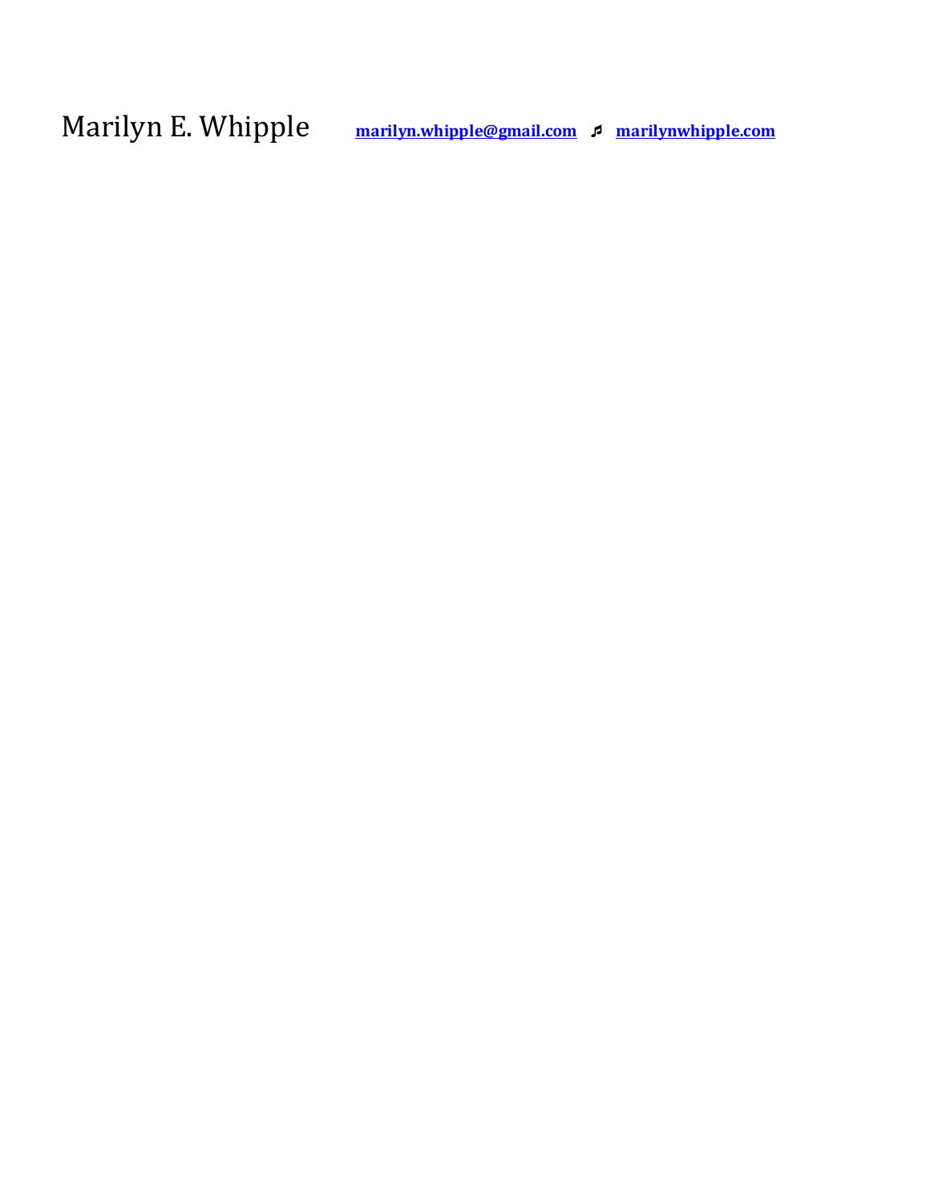Marilyn E. Whipple **marilyn.whipple@gmail.com** ♬ **marilynwhipple.com**